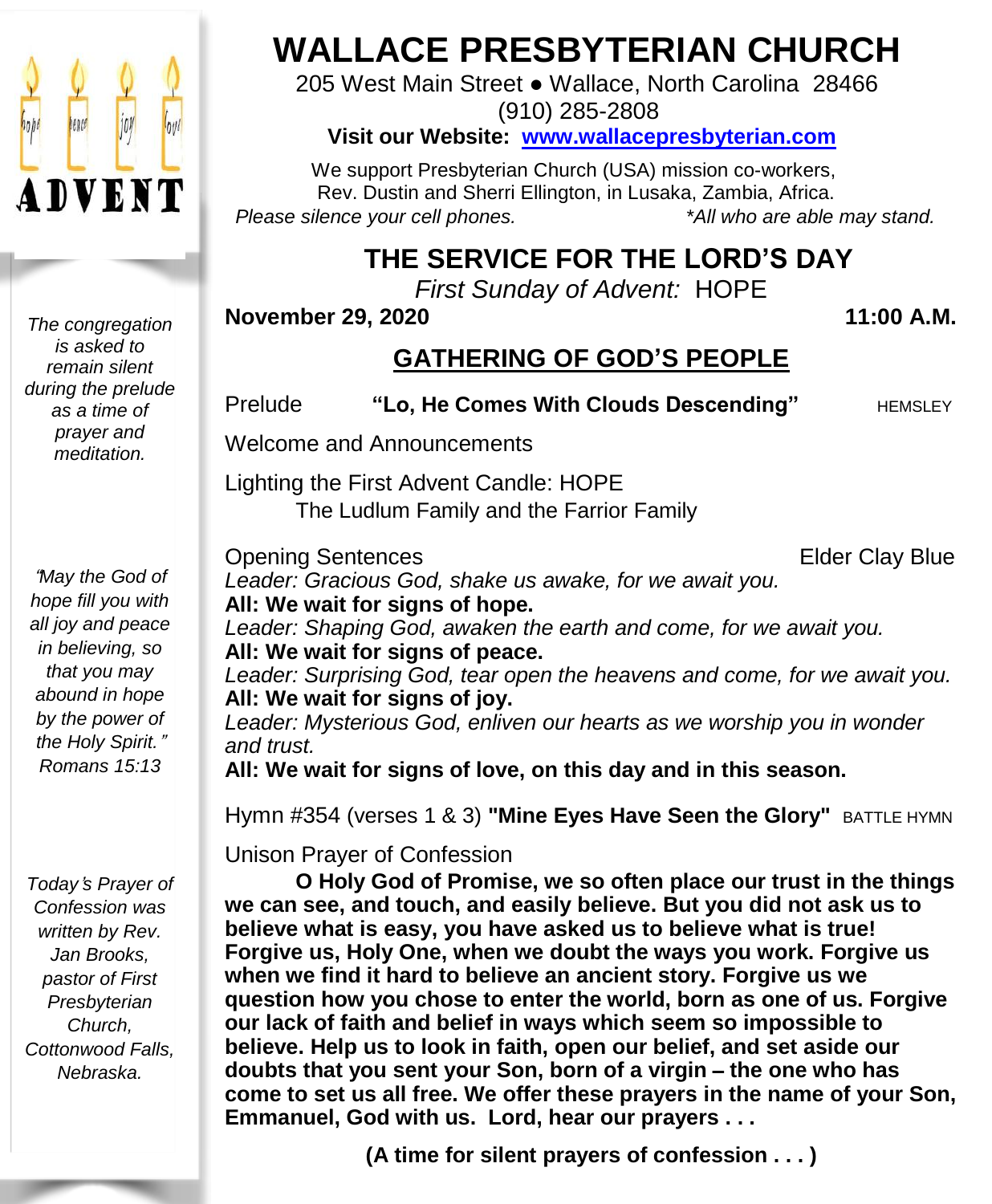# WALLACE PRESBYTERIAN CHURCH

205 West Main Street ● Wallace, North Carolina 28466
(910) 285-2808

**Visit our Website: www.wallacepresbyterian.com**

We support Presbyterian Church (USA) mission co-workers,
Rev. Dustin and Sherri Ellington, in Lusaka, Zambia, Africa.

*Please silence your cell phones.* *\*All who are able may stand.*

## THE SERVICE FOR THE LORD'S DAY

*First Sunday of Advent:* HOPE

**November 29, 2020** **11:00 A.M.**

## GATHERING OF GOD'S PEOPLE

*The congregation is asked to remain silent during the prelude as a time of prayer and meditation.*

Prelude **"Lo, He Comes With Clouds Descending"** HEMSLEY

Welcome and Announcements

Lighting the First Advent Candle: HOPE
The Ludlum Family and the Farrior Family

Opening Sentences Elder Clay Blue

*Leader: Gracious God, shake us awake, for we await you.*
**All: We wait for signs of hope.**
*Leader: Shaping God, awaken the earth and come, for we await you.*
**All: We wait for signs of peace.**
*Leader: Surprising God, tear open the heavens and come, for we await you.*
**All: We wait for signs of joy.**
*Leader: Mysterious God, enliven our hearts as we worship you in wonder and trust.*
**All: We wait for signs of love, on this day and in this season.**

*"May the God of hope fill you with all joy and peace in believing, so that you may abound in hope by the power of the Holy Spirit." Romans 15:13*

Hymn #354 (verses 1 & 3) **"Mine Eyes Have Seen the Glory"** BATTLE HYMN

Unison Prayer of Confession

**O Holy God of Promise, we so often place our trust in the things we can see, and touch, and easily believe. But you did not ask us to believe what is easy, you have asked us to believe what is true! Forgive us, Holy One, when we doubt the ways you work. Forgive us when we find it hard to believe an ancient story. Forgive us we question how you chose to enter the world, born as one of us. Forgive our lack of faith and belief in ways which seem so impossible to believe. Help us to look in faith, open our belief, and set aside our doubts that you sent your Son, born of a virgin – the one who has come to set us all free. We offer these prayers in the name of your Son, Emmanuel, God with us. Lord, hear our prayers . . .**

**(A time for silent prayers of confession . . . )**

*Today's Prayer of Confession was written by Rev. Jan Brooks, pastor of First Presbyterian Church, Cottonwood Falls, Nebraska.*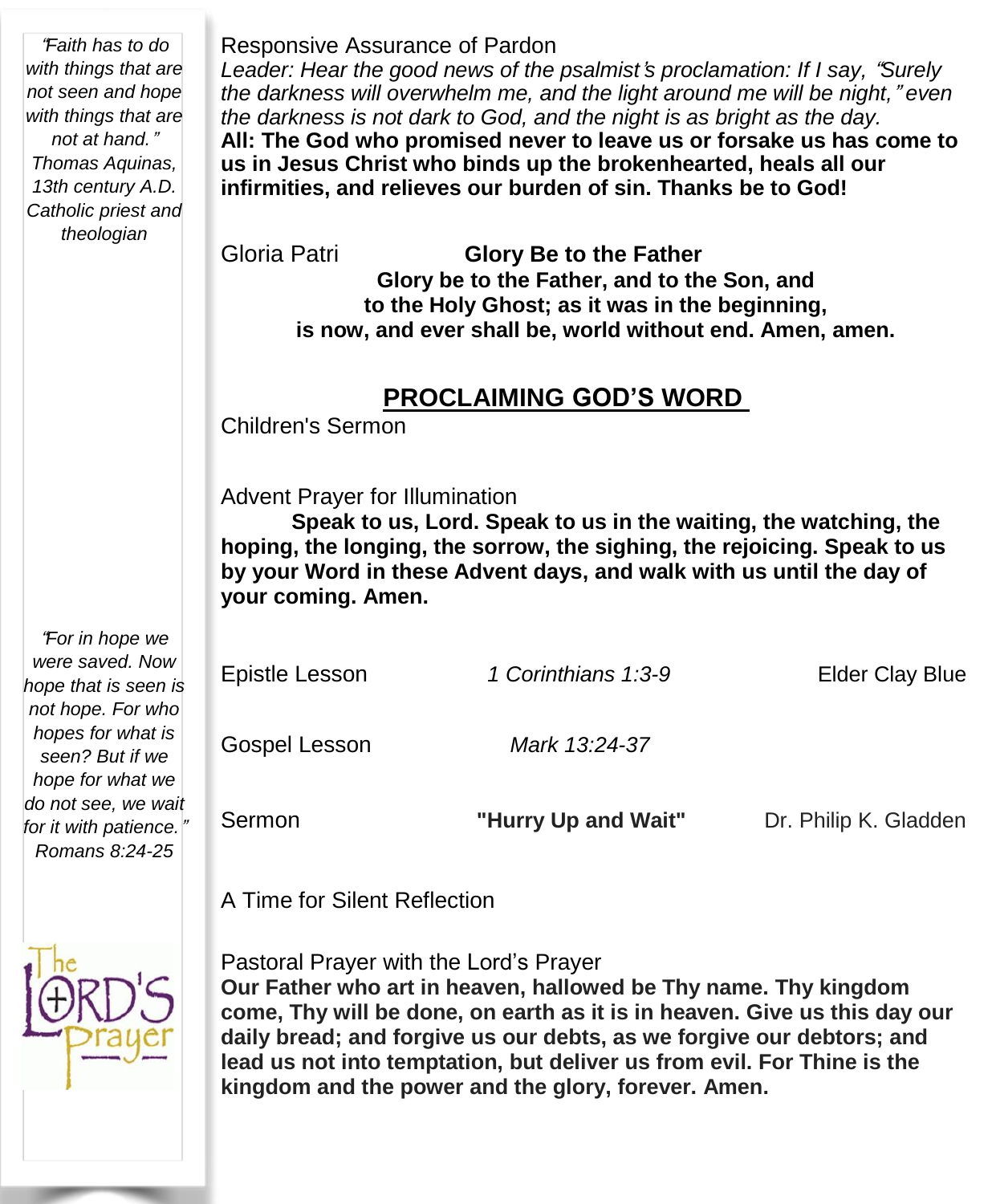*"Faith has to do with things that are not seen and hope with things that are not at hand." Thomas Aquinas, 13th century A.D. Catholic priest and theologian*

Responsive Assurance of Pardon

*Leader: Hear the good news of the psalmist's proclamation: If I say, "Surely the darkness will overwhelm me, and the light around me will be night," even the darkness is not dark to God, and the night is as bright as the day.*

**All: The God who promised never to leave us or forsake us has come to us in Jesus Christ who binds up the brokenhearted, heals all our infirmities, and relieves our burden of sin. Thanks be to God!**

Gloria Patri **Glory Be to the Father**

**Glory be to the Father, and to the Son, and to the Holy Ghost; as it was in the beginning, is now, and ever shall be, world without end. Amen, amen.**

## PROCLAIMING GOD'S WORD

Children's Sermon

Advent Prayer for Illumination

**Speak to us, Lord. Speak to us in the waiting, the watching, the hoping, the longing, the sorrow, the sighing, the rejoicing. Speak to us by your Word in these Advent days, and walk with us until the day of your coming. Amen.**

*"For in hope we were saved. Now hope that is seen is not hope. For who hopes for what is seen? But if we hope for what we do not see, we wait for it with patience." Romans 8:24-25*

Epistle Lesson *1 Corinthians 1:3-9* Elder Clay Blue

Gospel Lesson *Mark 13:24-37*

Sermon **"Hurry Up and Wait"** Dr. Philip K. Gladden

A Time for Silent Reflection

Pastoral Prayer with the Lord's Prayer

**Our Father who art in heaven, hallowed be Thy name. Thy kingdom come, Thy will be done, on earth as it is in heaven. Give us this day our daily bread; and forgive us our debts, as we forgive our debtors; and lead us not into temptation, but deliver us from evil. For Thine is the kingdom and the power and the glory, forever. Amen.**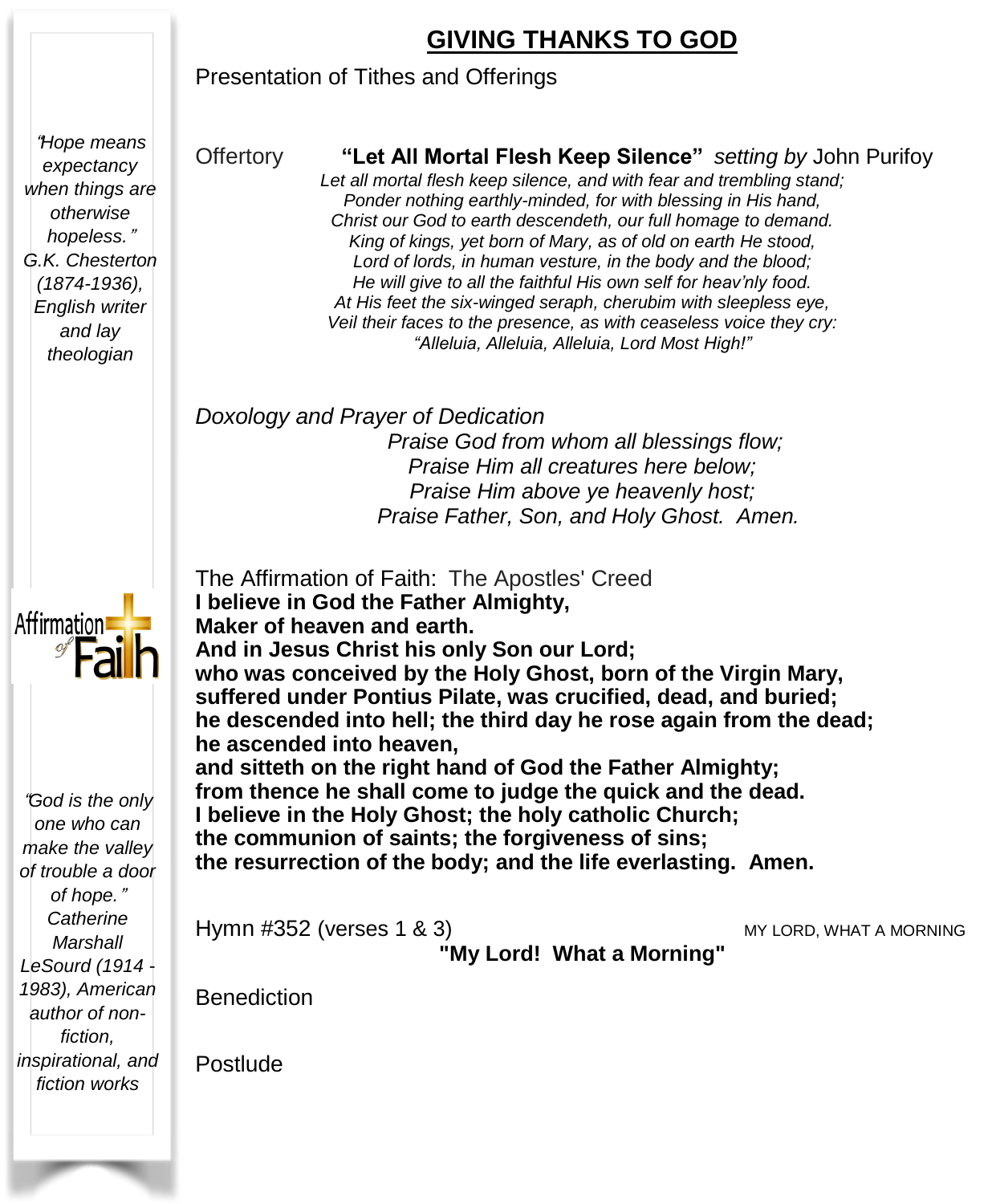## GIVING THANKS TO GOD

Presentation of Tithes and Offerings

*"Hope means expectancy when things are otherwise hopeless." G.K. Chesterton (1874-1936), English writer and lay theologian*

Offertory **"Let All Mortal Flesh Keep Silence"** *setting by* John Purifoy

*Let all mortal flesh keep silence, and with fear and trembling stand;*
*Ponder nothing earthly-minded, for with blessing in His hand,*
*Christ our God to earth descendeth, our full homage to demand.*
*King of kings, yet born of Mary, as of old on earth He stood,*
*Lord of lords, in human vesture, in the body and the blood;*
*He will give to all the faithful His own self for heav'nly food.*
*At His feet the six-winged seraph, cherubim with sleepless eye,*
*Veil their faces to the presence, as with ceaseless voice they cry:*
*"Alleluia, Alleluia, Alleluia, Lord Most High!"*

*Doxology and Prayer of Dedication*

*Praise God from whom all blessings flow;*
*Praise Him all creatures here below;*
*Praise Him above ye heavenly host;*
*Praise Father, Son, and Holy Ghost. Amen.*

Affirmation of Faith

The Affirmation of Faith: The Apostles' Creed

**I believe in God the Father Almighty,**
**Maker of heaven and earth.**
**And in Jesus Christ his only Son our Lord;**
**who was conceived by the Holy Ghost, born of the Virgin Mary,**
**suffered under Pontius Pilate, was crucified, dead, and buried;**
**he descended into hell; the third day he rose again from the dead;**
**he ascended into heaven,**
**and sitteth on the right hand of God the Father Almighty;**
**from thence he shall come to judge the quick and the dead.**
**I believe in the Holy Ghost; the holy catholic Church;**
**the communion of saints; the forgiveness of sins;**
**the resurrection of the body; and the life everlasting. Amen.**

*"God is the only one who can make the valley of trouble a door of hope." Catherine Marshall LeSourd (1914 - 1983), American author of non-fiction, inspirational, and fiction works*

Hymn #352 (verses 1 & 3) MY LORD, WHAT A MORNING

**"My Lord! What a Morning"**

Benediction

Postlude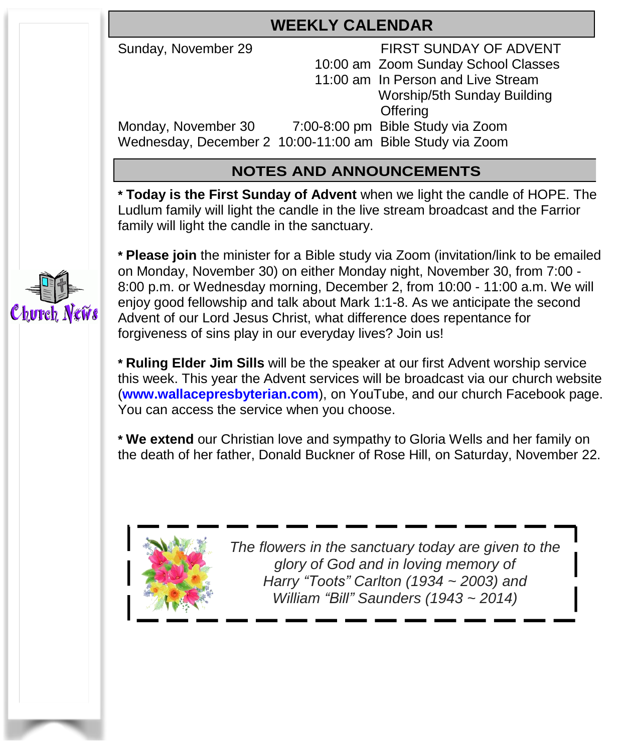## WEEKLY CALENDAR

| | | |
|---|---|---|
| Sunday, November 29 | | FIRST SUNDAY OF ADVENT |
| | 10:00 am | Zoom Sunday School Classes |
| | 11:00 am | In Person and Live Stream Worship/5th Sunday Building Offering |
| Monday, November 30 | 7:00-8:00 pm | Bible Study via Zoom |
| Wednesday, December 2 | 10:00-11:00 am | Bible Study via Zoom |

## NOTES AND ANNOUNCEMENTS

Church News

* **Today is the First Sunday of Advent** when we light the candle of HOPE. The Ludlum family will light the candle in the live stream broadcast and the Farrior family will light the candle in the sanctuary.

* **Please join** the minister for a Bible study via Zoom (invitation/link to be emailed on Monday, November 30) on either Monday night, November 30, from 7:00 - 8:00 p.m. or Wednesday morning, December 2, from 10:00 - 11:00 a.m. We will enjoy good fellowship and talk about Mark 1:1-8. As we anticipate the second Advent of our Lord Jesus Christ, what difference does repentance for forgiveness of sins play in our everyday lives? Join us!

* **Ruling Elder Jim Sills** will be the speaker at our first Advent worship service this week. This year the Advent services will be broadcast via our church website (**www.wallacepresbyterian.com**), on YouTube, and our church Facebook page. You can access the service when you choose.

* **We extend** our Christian love and sympathy to Gloria Wells and her family on the death of her father, Donald Buckner of Rose Hill, on Saturday, November 22.

*The flowers in the sanctuary today are given to the glory of God and in loving memory of Harry "Toots" Carlton (1934 ~ 2003) and William "Bill" Saunders (1943 ~ 2014)*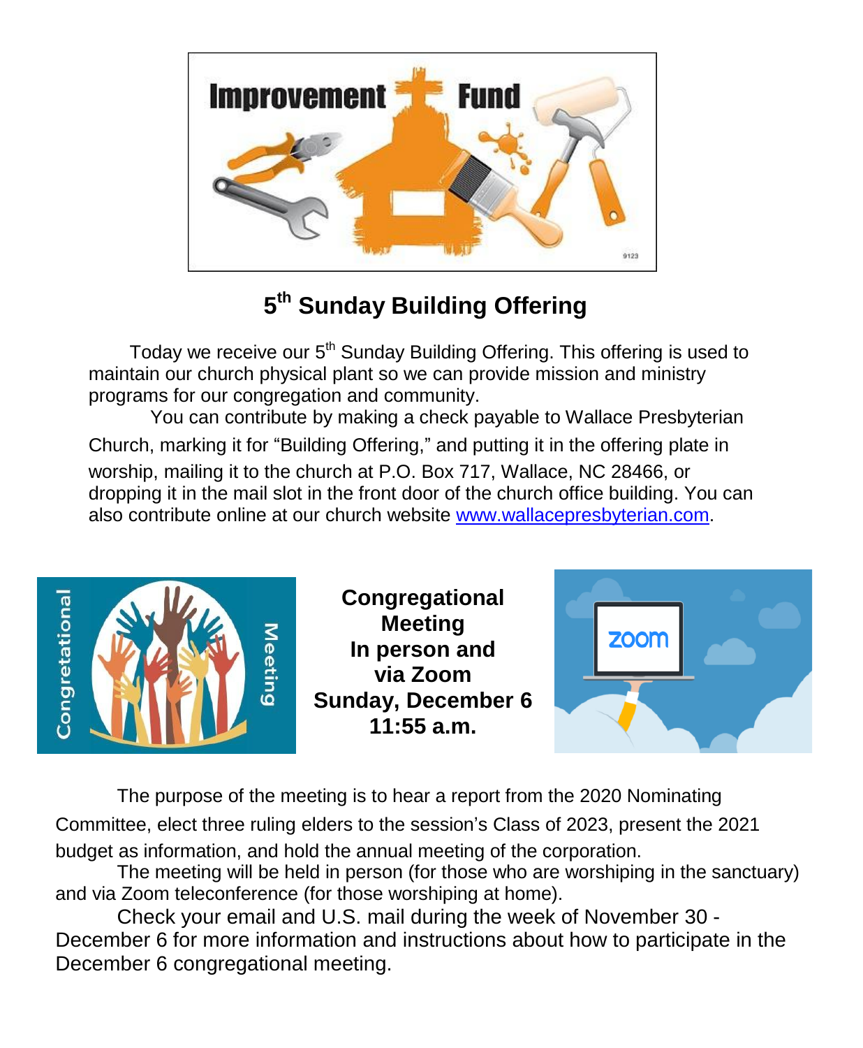## 5th Sunday Building Offering

Today we receive our 5th Sunday Building Offering. This offering is used to maintain our church physical plant so we can provide mission and ministry programs for our congregation and community.

You can contribute by making a check payable to Wallace Presbyterian Church, marking it for "Building Offering," and putting it in the offering plate in worship, mailing it to the church at P.O. Box 717, Wallace, NC 28466, or dropping it in the mail slot in the front door of the church office building. You can also contribute online at our church website www.wallacepresbyterian.com.

**Congregational Meeting**
**In person and via Zoom**
**Sunday, December 6**
**11:55 a.m.**

The purpose of the meeting is to hear a report from the 2020 Nominating Committee, elect three ruling elders to the session's Class of 2023, present the 2021 budget as information, and hold the annual meeting of the corporation.

The meeting will be held in person (for those who are worshiping in the sanctuary) and via Zoom teleconference (for those worshiping at home).

Check your email and U.S. mail during the week of November 30 - December 6 for more information and instructions about how to participate in the December 6 congregational meeting.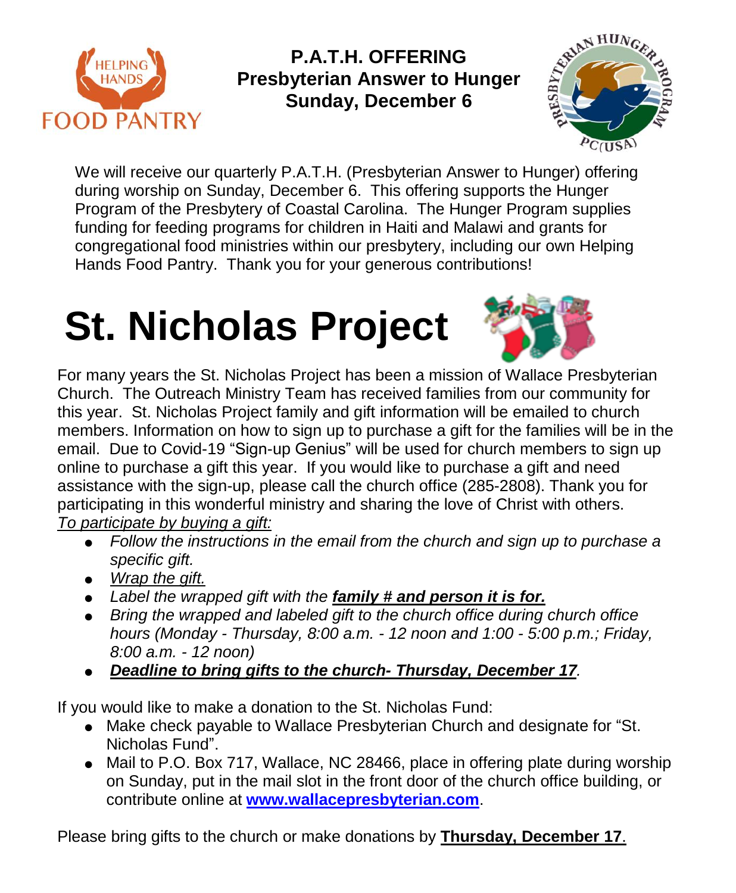## P.A.T.H. OFFERING
## Presbyterian Answer to Hunger
## Sunday, December 6

We will receive our quarterly P.A.T.H. (Presbyterian Answer to Hunger) offering during worship on Sunday, December 6. This offering supports the Hunger Program of the Presbytery of Coastal Carolina. The Hunger Program supplies funding for feeding programs for children in Haiti and Malawi and grants for congregational food ministries within our presbytery, including our own Helping Hands Food Pantry. Thank you for your generous contributions!

# St. Nicholas Project

For many years the St. Nicholas Project has been a mission of Wallace Presbyterian Church. The Outreach Ministry Team has received families from our community for this year. St. Nicholas Project family and gift information will be emailed to church members. Information on how to sign up to purchase a gift for the families will be in the email. Due to Covid-19 "Sign-up Genius" will be used for church members to sign up online to purchase a gift this year. If you would like to purchase a gift and need assistance with the sign-up, please call the church office (285-2808). Thank you for participating in this wonderful ministry and sharing the love of Christ with others.

*To participate by buying a gift:*

- *Follow the instructions in the email from the church and sign up to purchase a specific gift.*
- *Wrap the gift.*
- *Label the wrapped gift with the* ***family # and person it is for.***
- *Bring the wrapped and labeled gift to the church office during church office hours (Monday - Thursday, 8:00 a.m. - 12 noon and 1:00 - 5:00 p.m.; Friday, 8:00 a.m. - 12 noon)*
- ***Deadline to bring gifts to the church- Thursday, December 17****.*

If you would like to make a donation to the St. Nicholas Fund:

- Make check payable to Wallace Presbyterian Church and designate for "St. Nicholas Fund".
- Mail to P.O. Box 717, Wallace, NC 28466, place in offering plate during worship on Sunday, put in the mail slot in the front door of the church office building, or contribute online at **www.wallacepresbyterian.com**.

Please bring gifts to the church or make donations by **Thursday, December 17**.